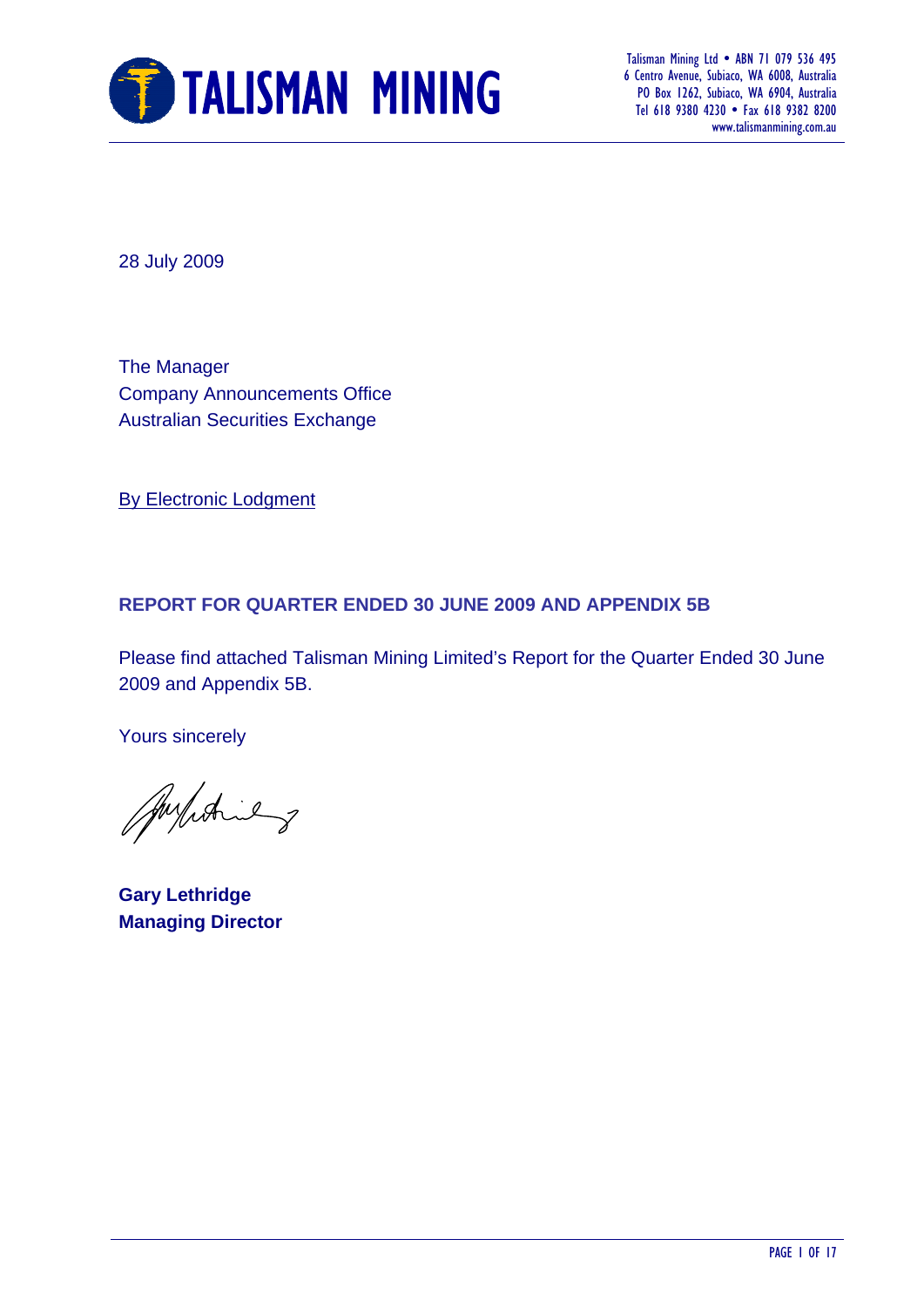Talisman Mining Ltd • ABN 71 079 536 495
6 Centro Avenue, Subiaco, WA 6008, Australia
PO Box 1262, Subiaco, WA 6904, Australia
Tel 618 9380 4230 • Fax 618 9382 8200
www.talismanmining.com.au

28 July 2009

The Manager
Company Announcements Office
Australian Securities Exchange

By Electronic Lodgment

**REPORT FOR QUARTER ENDED 30 JUNE 2009 AND APPENDIX 5B**

Please find attached Talisman Mining Limited's Report for the Quarter Ended 30 June 2009 and Appendix 5B.

Yours sincerely

**Gary Lethridge**
**Managing Director**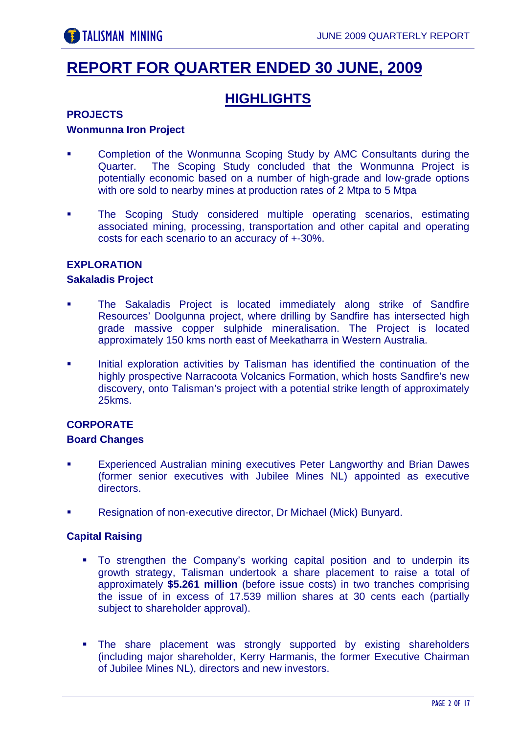# REPORT FOR QUARTER ENDED 30 JUNE, 2009

## HIGHLIGHTS

### PROJECTS

#### Wonmunna Iron Project

- Completion of the Wonmunna Scoping Study by AMC Consultants during the Quarter. The Scoping Study concluded that the Wonmunna Project is potentially economic based on a number of high-grade and low-grade options with ore sold to nearby mines at production rates of 2 Mtpa to 5 Mtpa
- The Scoping Study considered multiple operating scenarios, estimating associated mining, processing, transportation and other capital and operating costs for each scenario to an accuracy of +-30%.

### EXPLORATION

#### Sakaladis Project

- The Sakaladis Project is located immediately along strike of Sandfire Resources' Doolgunna project, where drilling by Sandfire has intersected high grade massive copper sulphide mineralisation. The Project is located approximately 150 kms north east of Meekatharra in Western Australia.
- Initial exploration activities by Talisman has identified the continuation of the highly prospective Narracoota Volcanics Formation, which hosts Sandfire's new discovery, onto Talisman's project with a potential strike length of approximately 25kms.

### CORPORATE

#### Board Changes

- Experienced Australian mining executives Peter Langworthy and Brian Dawes (former senior executives with Jubilee Mines NL) appointed as executive directors.
- Resignation of non-executive director, Dr Michael (Mick) Bunyard.

#### Capital Raising

- To strengthen the Company's working capital position and to underpin its growth strategy, Talisman undertook a share placement to raise a total of approximately **$5.261 million** (before issue costs) in two tranches comprising the issue of in excess of 17.539 million shares at 30 cents each (partially subject to shareholder approval).
- The share placement was strongly supported by existing shareholders (including major shareholder, Kerry Harmanis, the former Executive Chairman of Jubilee Mines NL), directors and new investors.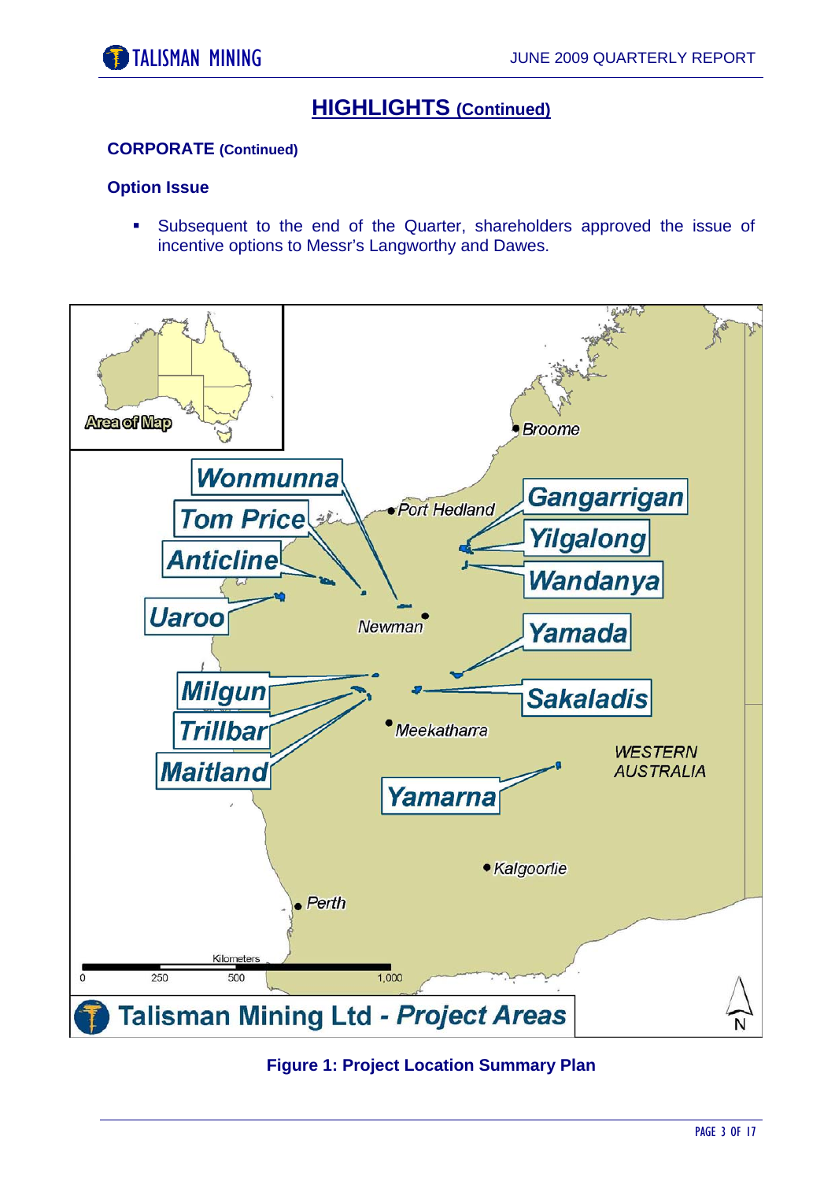## HIGHLIGHTS (Continued)

### CORPORATE (Continued)

#### Option Issue

- Subsequent to the end of the Quarter, shareholders approved the issue of incentive options to Messr's Langworthy and Dawes.

Figure 1: Project Location Summary Plan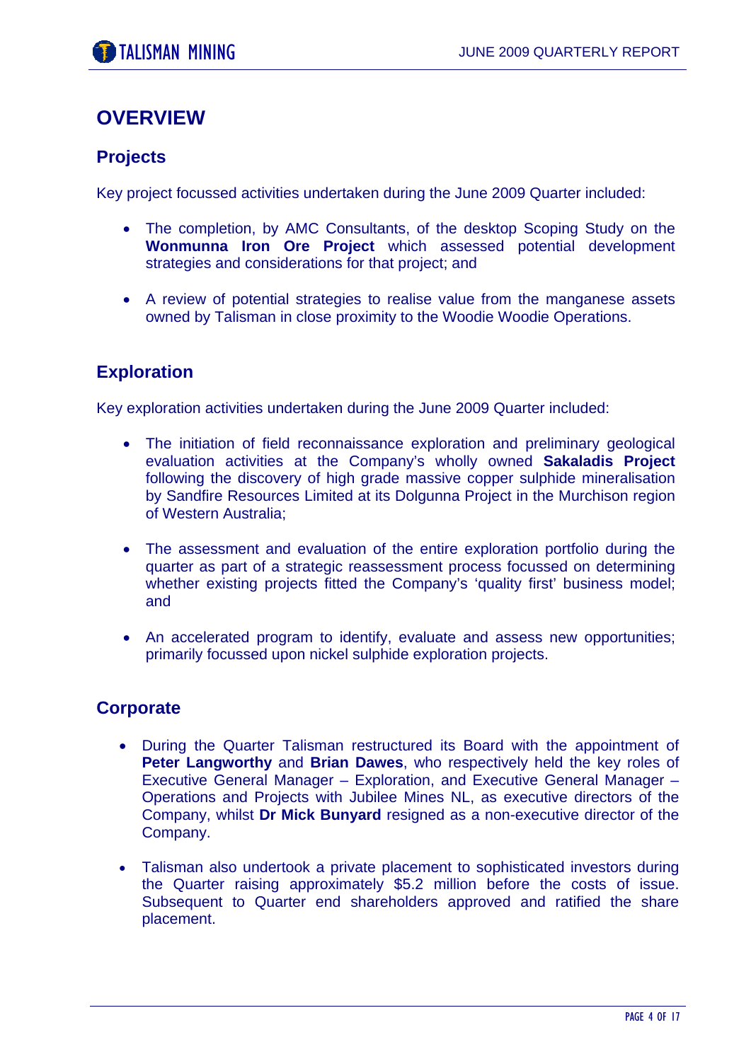# OVERVIEW

## Projects

Key project focussed activities undertaken during the June 2009 Quarter included:

- The completion, by AMC Consultants, of the desktop Scoping Study on the **Wonmunna Iron Ore Project** which assessed potential development strategies and considerations for that project; and
- A review of potential strategies to realise value from the manganese assets owned by Talisman in close proximity to the Woodie Woodie Operations.

## Exploration

Key exploration activities undertaken during the June 2009 Quarter included:

- The initiation of field reconnaissance exploration and preliminary geological evaluation activities at the Company's wholly owned **Sakaladis Project** following the discovery of high grade massive copper sulphide mineralisation by Sandfire Resources Limited at its Dolgunna Project in the Murchison region of Western Australia;
- The assessment and evaluation of the entire exploration portfolio during the quarter as part of a strategic reassessment process focussed on determining whether existing projects fitted the Company's 'quality first' business model; and
- An accelerated program to identify, evaluate and assess new opportunities; primarily focussed upon nickel sulphide exploration projects.

## Corporate

- During the Quarter Talisman restructured its Board with the appointment of **Peter Langworthy** and **Brian Dawes**, who respectively held the key roles of Executive General Manager – Exploration, and Executive General Manager – Operations and Projects with Jubilee Mines NL, as executive directors of the Company, whilst **Dr Mick Bunyard** resigned as a non-executive director of the Company.
- Talisman also undertook a private placement to sophisticated investors during the Quarter raising approximately $5.2 million before the costs of issue. Subsequent to Quarter end shareholders approved and ratified the share placement.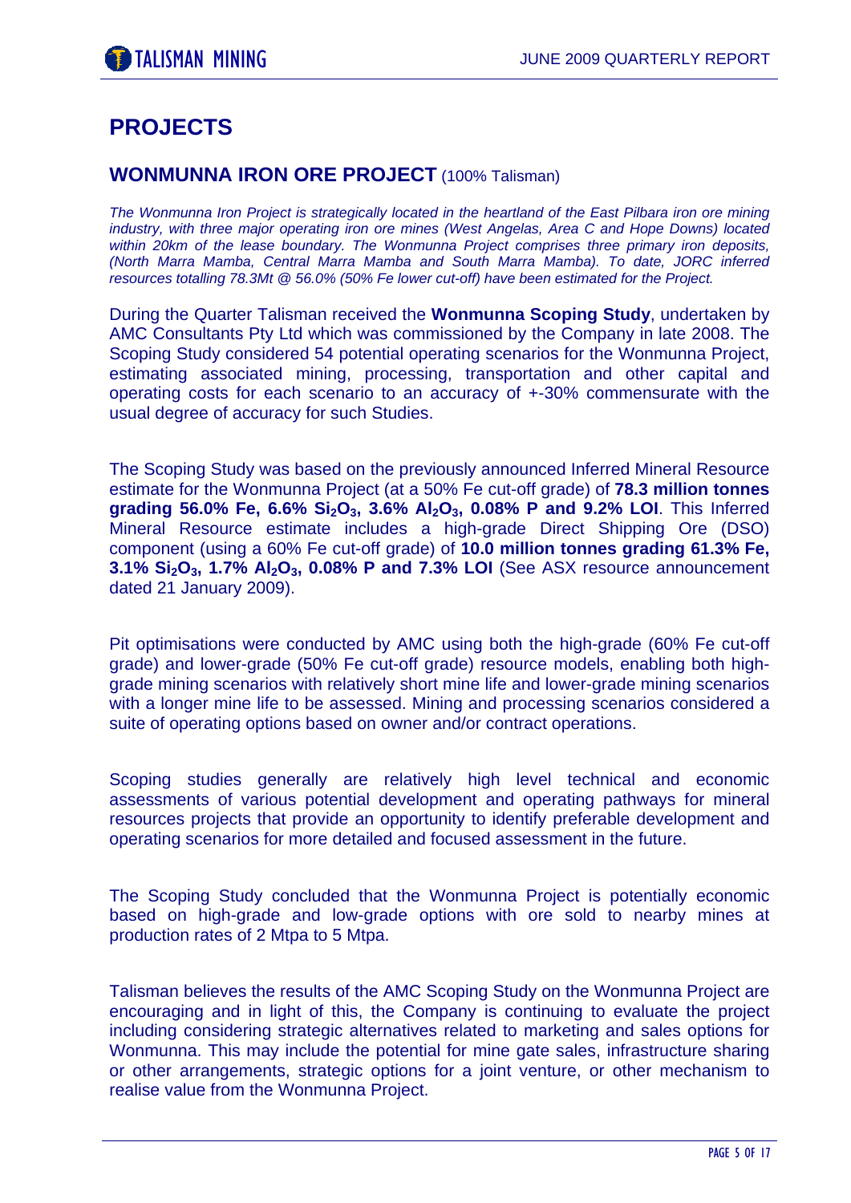# PROJECTS

## WONMUNNA IRON ORE PROJECT (100% Talisman)

*The Wonmunna Iron Project is strategically located in the heartland of the East Pilbara iron ore mining industry, with three major operating iron ore mines (West Angelas, Area C and Hope Downs) located within 20km of the lease boundary. The Wonmunna Project comprises three primary iron deposits, (North Marra Mamba, Central Marra Mamba and South Marra Mamba). To date, JORC inferred resources totalling 78.3Mt @ 56.0% (50% Fe lower cut-off) have been estimated for the Project.*

During the Quarter Talisman received the **Wonmunna Scoping Study**, undertaken by AMC Consultants Pty Ltd which was commissioned by the Company in late 2008. The Scoping Study considered 54 potential operating scenarios for the Wonmunna Project, estimating associated mining, processing, transportation and other capital and operating costs for each scenario to an accuracy of +-30% commensurate with the usual degree of accuracy for such Studies.

The Scoping Study was based on the previously announced Inferred Mineral Resource estimate for the Wonmunna Project (at a 50% Fe cut-off grade) of **78.3 million tonnes grading 56.0% Fe, 6.6% $Si_2O_3$, 3.6% $Al_2O_3$, 0.08% P and 9.2% LOI**. This Inferred Mineral Resource estimate includes a high-grade Direct Shipping Ore (DSO) component (using a 60% Fe cut-off grade) of **10.0 million tonnes grading 61.3% Fe, 3.1% $Si_2O_3$, 1.7% $Al_2O_3$, 0.08% P and 7.3% LOI** (See ASX resource announcement dated 21 January 2009).

Pit optimisations were conducted by AMC using both the high-grade (60% Fe cut-off grade) and lower-grade (50% Fe cut-off grade) resource models, enabling both high-grade mining scenarios with relatively short mine life and lower-grade mining scenarios with a longer mine life to be assessed. Mining and processing scenarios considered a suite of operating options based on owner and/or contract operations.

Scoping studies generally are relatively high level technical and economic assessments of various potential development and operating pathways for mineral resources projects that provide an opportunity to identify preferable development and operating scenarios for more detailed and focused assessment in the future.

The Scoping Study concluded that the Wonmunna Project is potentially economic based on high-grade and low-grade options with ore sold to nearby mines at production rates of 2 Mtpa to 5 Mtpa.

Talisman believes the results of the AMC Scoping Study on the Wonmunna Project are encouraging and in light of this, the Company is continuing to evaluate the project including considering strategic alternatives related to marketing and sales options for Wonmunna. This may include the potential for mine gate sales, infrastructure sharing or other arrangements, strategic options for a joint venture, or other mechanism to realise value from the Wonmunna Project.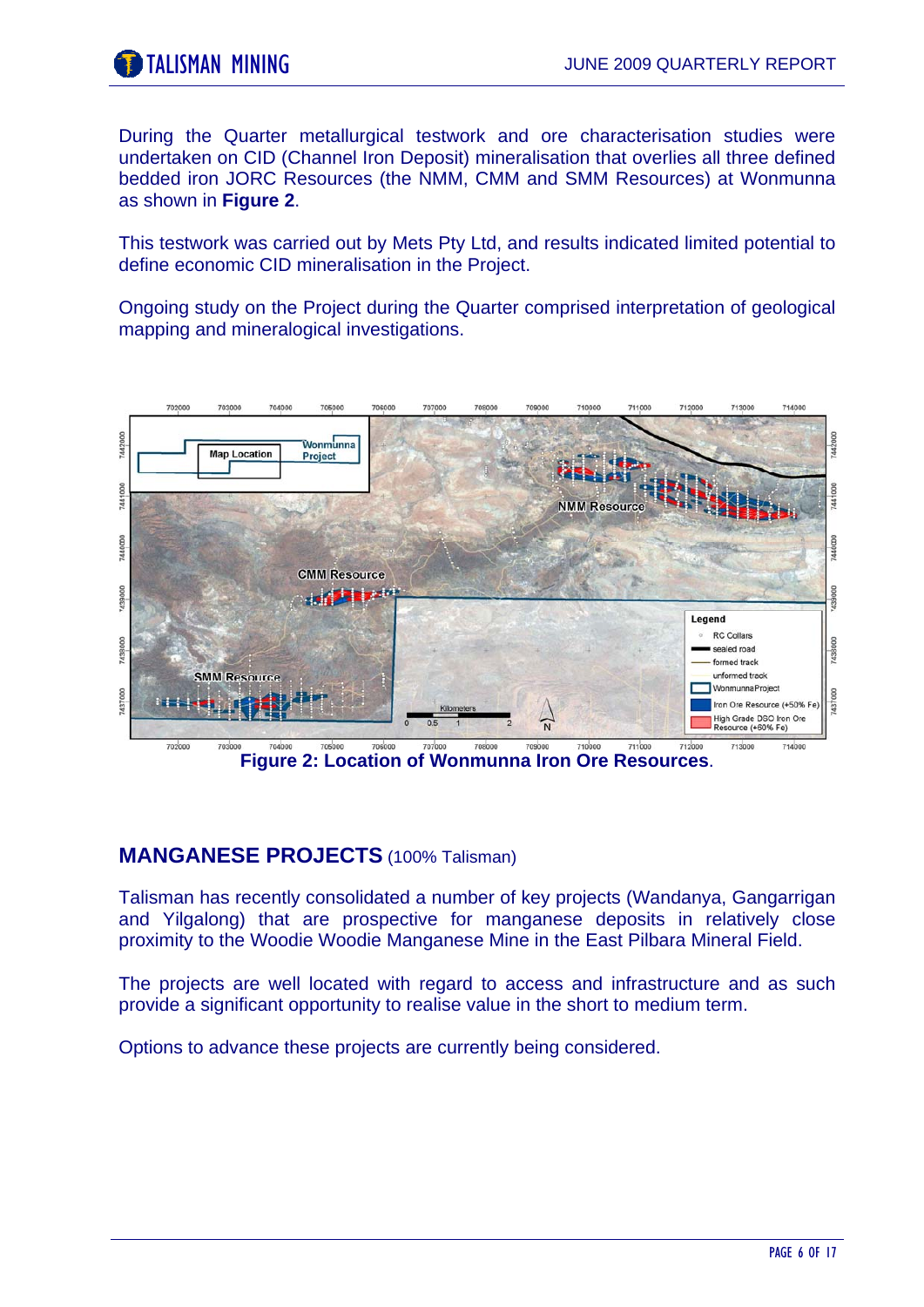During the Quarter metallurgical testwork and ore characterisation studies were undertaken on CID (Channel Iron Deposit) mineralisation that overlies all three defined bedded iron JORC Resources (the NMM, CMM and SMM Resources) at Wonmunna as shown in **Figure 2**.

This testwork was carried out by Mets Pty Ltd, and results indicated limited potential to define economic CID mineralisation in the Project.

Ongoing study on the Project during the Quarter comprised interpretation of geological mapping and mineralogical investigations.

**Figure 2: Location of Wonmunna Iron Ore Resources**.

## MANGANESE PROJECTS (100% Talisman)

Talisman has recently consolidated a number of key projects (Wandanya, Gangarrigan and Yilgalong) that are prospective for manganese deposits in relatively close proximity to the Woodie Woodie Manganese Mine in the East Pilbara Mineral Field.

The projects are well located with regard to access and infrastructure and as such provide a significant opportunity to realise value in the short to medium term.

Options to advance these projects are currently being considered.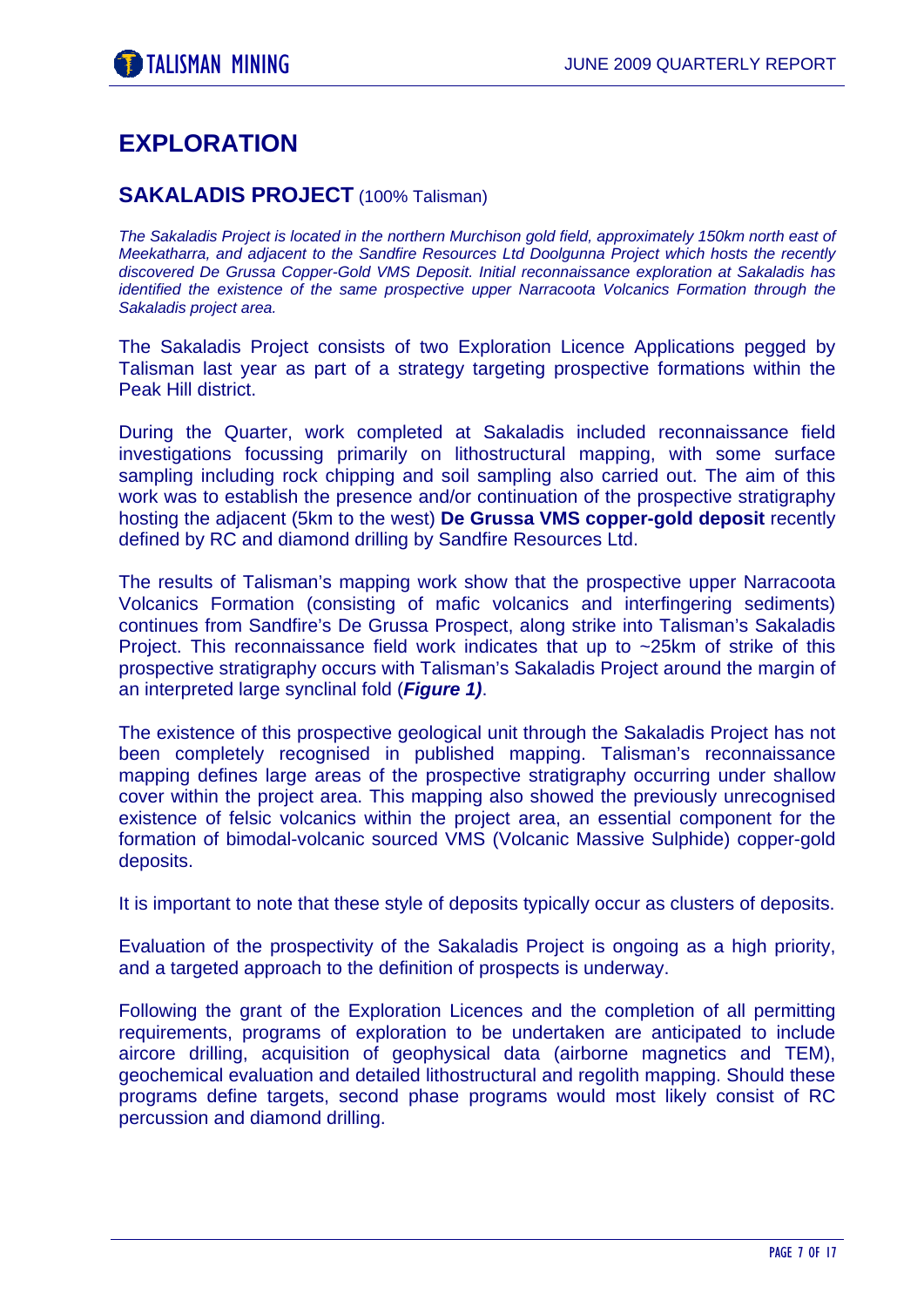# EXPLORATION

## SAKALADIS PROJECT (100% Talisman)

*The Sakaladis Project is located in the northern Murchison gold field, approximately 150km north east of Meekatharra, and adjacent to the Sandfire Resources Ltd Doolgunna Project which hosts the recently discovered De Grussa Copper-Gold VMS Deposit. Initial reconnaissance exploration at Sakaladis has identified the existence of the same prospective upper Narracoota Volcanics Formation through the Sakaladis project area.*

The Sakaladis Project consists of two Exploration Licence Applications pegged by Talisman last year as part of a strategy targeting prospective formations within the Peak Hill district.

During the Quarter, work completed at Sakaladis included reconnaissance field investigations focussing primarily on lithostructural mapping, with some surface sampling including rock chipping and soil sampling also carried out. The aim of this work was to establish the presence and/or continuation of the prospective stratigraphy hosting the adjacent (5km to the west) **De Grussa VMS copper-gold deposit** recently defined by RC and diamond drilling by Sandfire Resources Ltd.

The results of Talisman's mapping work show that the prospective upper Narracoota Volcanics Formation (consisting of mafic volcanics and interfingering sediments) continues from Sandfire's De Grussa Prospect, along strike into Talisman's Sakaladis Project. This reconnaissance field work indicates that up to ~25km of strike of this prospective stratigraphy occurs with Talisman's Sakaladis Project around the margin of an interpreted large synclinal fold (***Figure 1)***.

The existence of this prospective geological unit through the Sakaladis Project has not been completely recognised in published mapping. Talisman's reconnaissance mapping defines large areas of the prospective stratigraphy occurring under shallow cover within the project area. This mapping also showed the previously unrecognised existence of felsic volcanics within the project area, an essential component for the formation of bimodal-volcanic sourced VMS (Volcanic Massive Sulphide) copper-gold deposits.

It is important to note that these style of deposits typically occur as clusters of deposits.

Evaluation of the prospectivity of the Sakaladis Project is ongoing as a high priority, and a targeted approach to the definition of prospects is underway.

Following the grant of the Exploration Licences and the completion of all permitting requirements, programs of exploration to be undertaken are anticipated to include aircore drilling, acquisition of geophysical data (airborne magnetics and TEM), geochemical evaluation and detailed lithostructural and regolith mapping. Should these programs define targets, second phase programs would most likely consist of RC percussion and diamond drilling.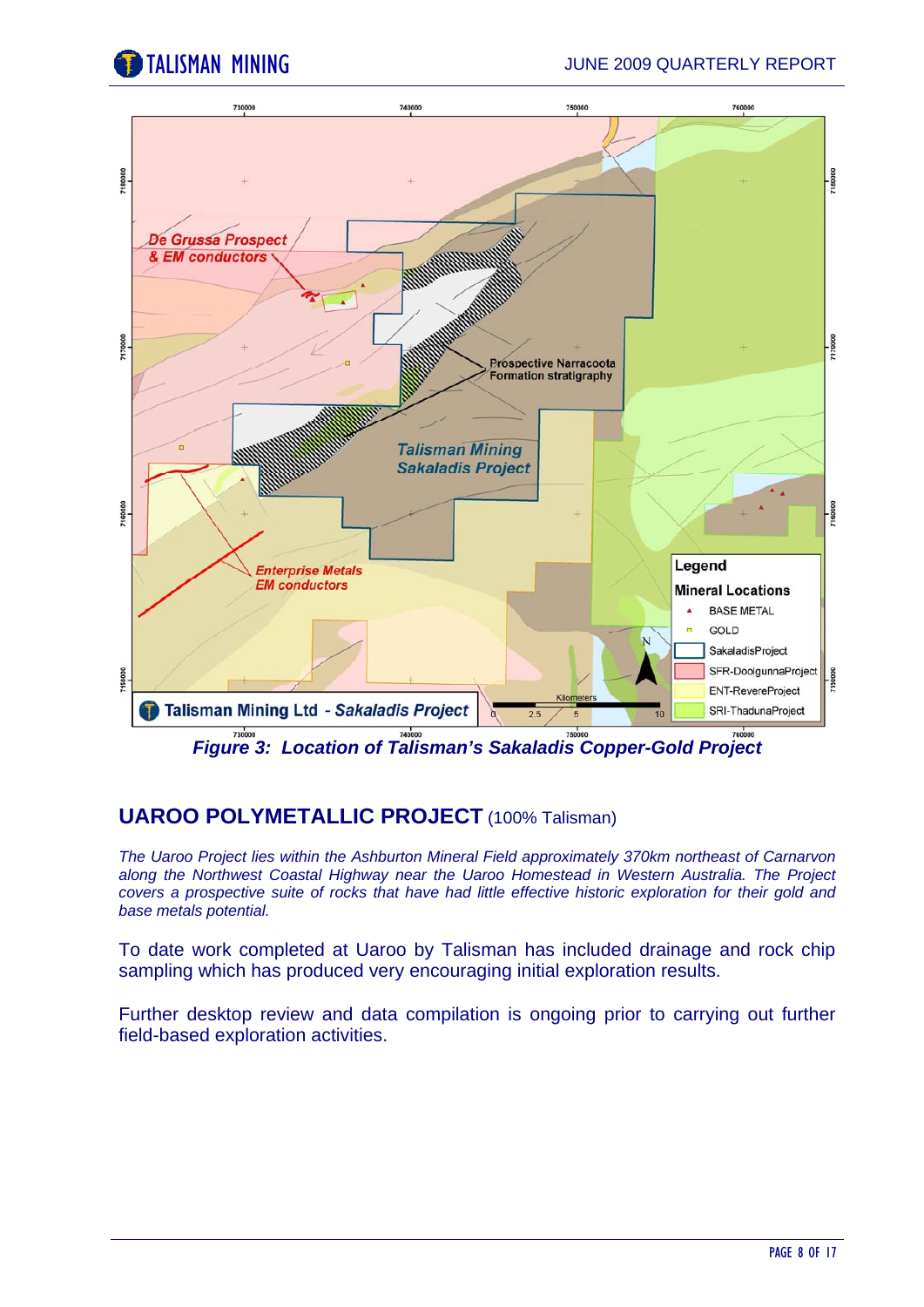*Figure 3: Location of Talisman's Sakaladis Copper-Gold Project*

## UAROO POLYMETALLIC PROJECT (100% Talisman)

*The Uaroo Project lies within the Ashburton Mineral Field approximately 370km northeast of Carnarvon along the Northwest Coastal Highway near the Uaroo Homestead in Western Australia. The Project covers a prospective suite of rocks that have had little effective historic exploration for their gold and base metals potential.*

To date work completed at Uaroo by Talisman has included drainage and rock chip sampling which has produced very encouraging initial exploration results.

Further desktop review and data compilation is ongoing prior to carrying out further field-based exploration activities.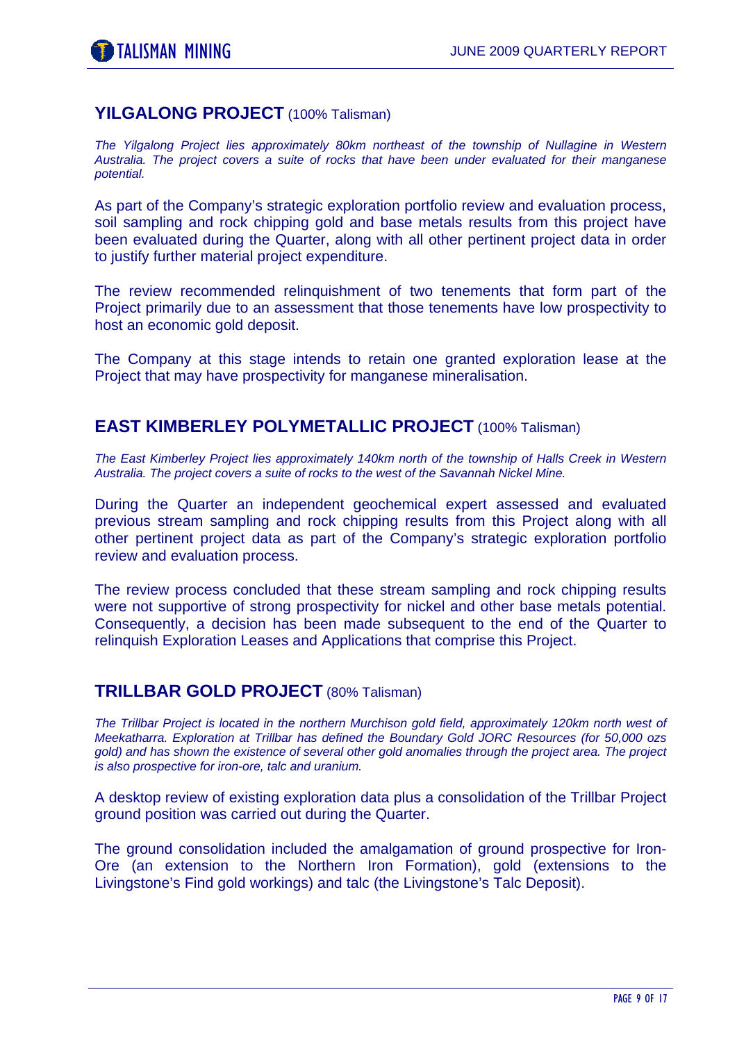## YILGALONG PROJECT (100% Talisman)

*The Yilgalong Project lies approximately 80km northeast of the township of Nullagine in Western Australia. The project covers a suite of rocks that have been under evaluated for their manganese potential.*

As part of the Company's strategic exploration portfolio review and evaluation process, soil sampling and rock chipping gold and base metals results from this project have been evaluated during the Quarter, along with all other pertinent project data in order to justify further material project expenditure.

The review recommended relinquishment of two tenements that form part of the Project primarily due to an assessment that those tenements have low prospectivity to host an economic gold deposit.

The Company at this stage intends to retain one granted exploration lease at the Project that may have prospectivity for manganese mineralisation.

## EAST KIMBERLEY POLYMETALLIC PROJECT (100% Talisman)

*The East Kimberley Project lies approximately 140km north of the township of Halls Creek in Western Australia. The project covers a suite of rocks to the west of the Savannah Nickel Mine.*

During the Quarter an independent geochemical expert assessed and evaluated previous stream sampling and rock chipping results from this Project along with all other pertinent project data as part of the Company's strategic exploration portfolio review and evaluation process.

The review process concluded that these stream sampling and rock chipping results were not supportive of strong prospectivity for nickel and other base metals potential. Consequently, a decision has been made subsequent to the end of the Quarter to relinquish Exploration Leases and Applications that comprise this Project.

## TRILLBAR GOLD PROJECT (80% Talisman)

*The Trillbar Project is located in the northern Murchison gold field, approximately 120km north west of Meekatharra. Exploration at Trillbar has defined the Boundary Gold JORC Resources (for 50,000 ozs gold) and has shown the existence of several other gold anomalies through the project area. The project is also prospective for iron-ore, talc and uranium.*

A desktop review of existing exploration data plus a consolidation of the Trillbar Project ground position was carried out during the Quarter.

The ground consolidation included the amalgamation of ground prospective for Iron-Ore (an extension to the Northern Iron Formation), gold (extensions to the Livingstone's Find gold workings) and talc (the Livingstone's Talc Deposit).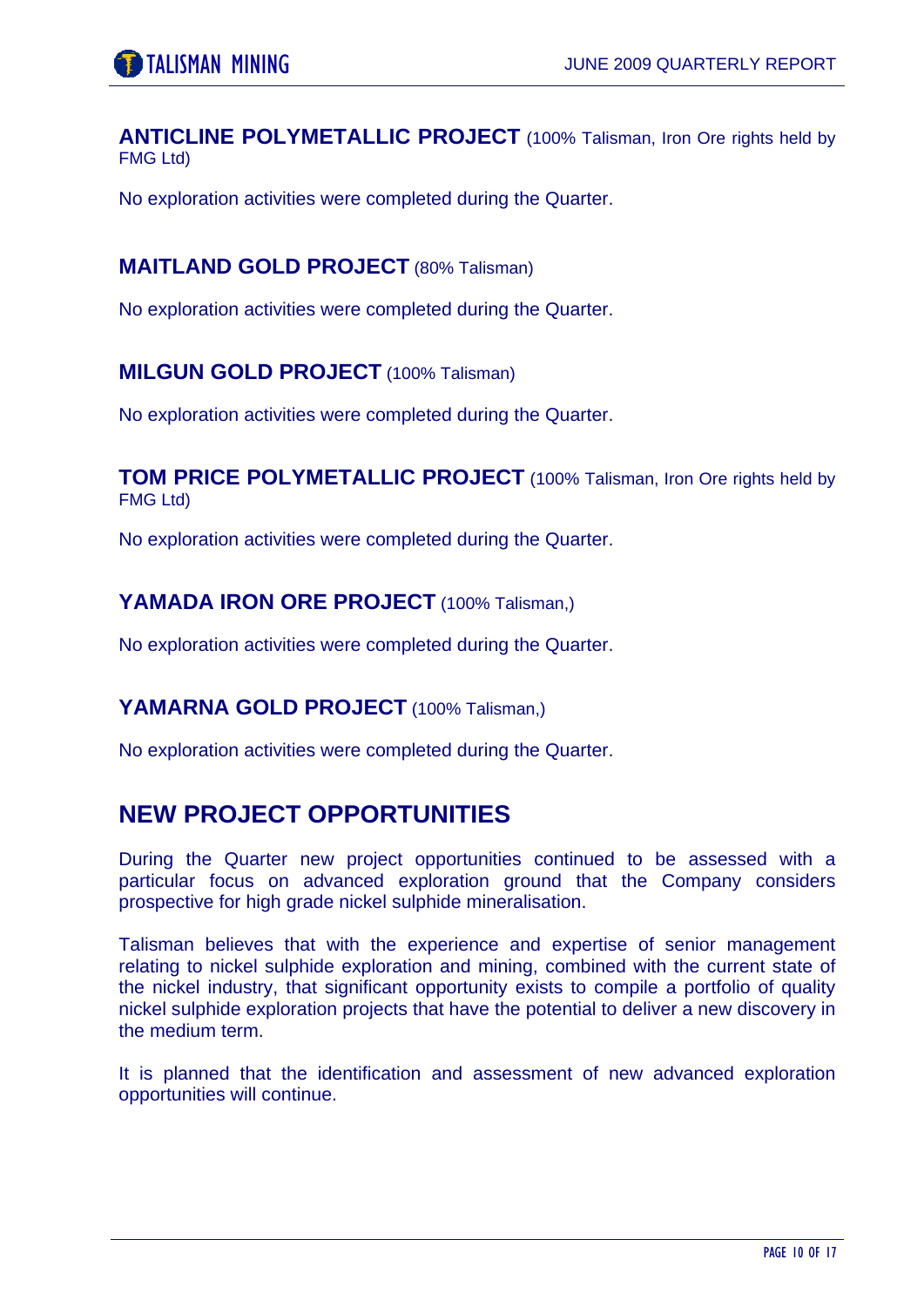### **ANTICLINE POLYMETALLIC PROJECT** (100% Talisman, Iron Ore rights held by FMG Ltd)

No exploration activities were completed during the Quarter.

### **MAITLAND GOLD PROJECT** (80% Talisman)

No exploration activities were completed during the Quarter.

### **MILGUN GOLD PROJECT** (100% Talisman)

No exploration activities were completed during the Quarter.

### **TOM PRICE POLYMETALLIC PROJECT** (100% Talisman, Iron Ore rights held by FMG Ltd)

No exploration activities were completed during the Quarter.

### **YAMADA IRON ORE PROJECT** (100% Talisman,)

No exploration activities were completed during the Quarter.

### **YAMARNA GOLD PROJECT** (100% Talisman,)

No exploration activities were completed during the Quarter.

## NEW PROJECT OPPORTUNITIES

During the Quarter new project opportunities continued to be assessed with a particular focus on advanced exploration ground that the Company considers prospective for high grade nickel sulphide mineralisation.

Talisman believes that with the experience and expertise of senior management relating to nickel sulphide exploration and mining, combined with the current state of the nickel industry, that significant opportunity exists to compile a portfolio of quality nickel sulphide exploration projects that have the potential to deliver a new discovery in the medium term.

It is planned that the identification and assessment of new advanced exploration opportunities will continue.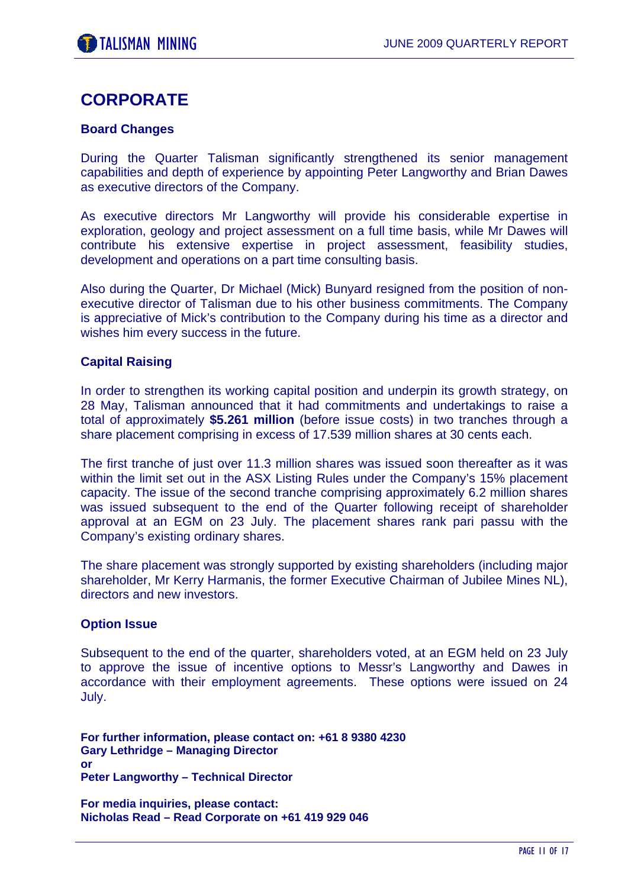# CORPORATE

### Board Changes

During the Quarter Talisman significantly strengthened its senior management capabilities and depth of experience by appointing Peter Langworthy and Brian Dawes as executive directors of the Company.

As executive directors Mr Langworthy will provide his considerable expertise in exploration, geology and project assessment on a full time basis, while Mr Dawes will contribute his extensive expertise in project assessment, feasibility studies, development and operations on a part time consulting basis.

Also during the Quarter, Dr Michael (Mick) Bunyard resigned from the position of non-executive director of Talisman due to his other business commitments. The Company is appreciative of Mick's contribution to the Company during his time as a director and wishes him every success in the future.

### Capital Raising

In order to strengthen its working capital position and underpin its growth strategy, on 28 May, Talisman announced that it had commitments and undertakings to raise a total of approximately **$5.261 million** (before issue costs) in two tranches through a share placement comprising in excess of 17.539 million shares at 30 cents each.

The first tranche of just over 11.3 million shares was issued soon thereafter as it was within the limit set out in the ASX Listing Rules under the Company's 15% placement capacity. The issue of the second tranche comprising approximately 6.2 million shares was issued subsequent to the end of the Quarter following receipt of shareholder approval at an EGM on 23 July. The placement shares rank pari passu with the Company's existing ordinary shares.

The share placement was strongly supported by existing shareholders (including major shareholder, Mr Kerry Harmanis, the former Executive Chairman of Jubilee Mines NL), directors and new investors.

### Option Issue

Subsequent to the end of the quarter, shareholders voted, at an EGM held on 23 July to approve the issue of incentive options to Messr's Langworthy and Dawes in accordance with their employment agreements. These options were issued on 24 July.

**For further information, please contact on: +61 8 9380 4230**
**Gary Lethridge – Managing Director**
**or**
**Peter Langworthy – Technical Director**

**For media inquiries, please contact:**
**Nicholas Read – Read Corporate on +61 419 929 046**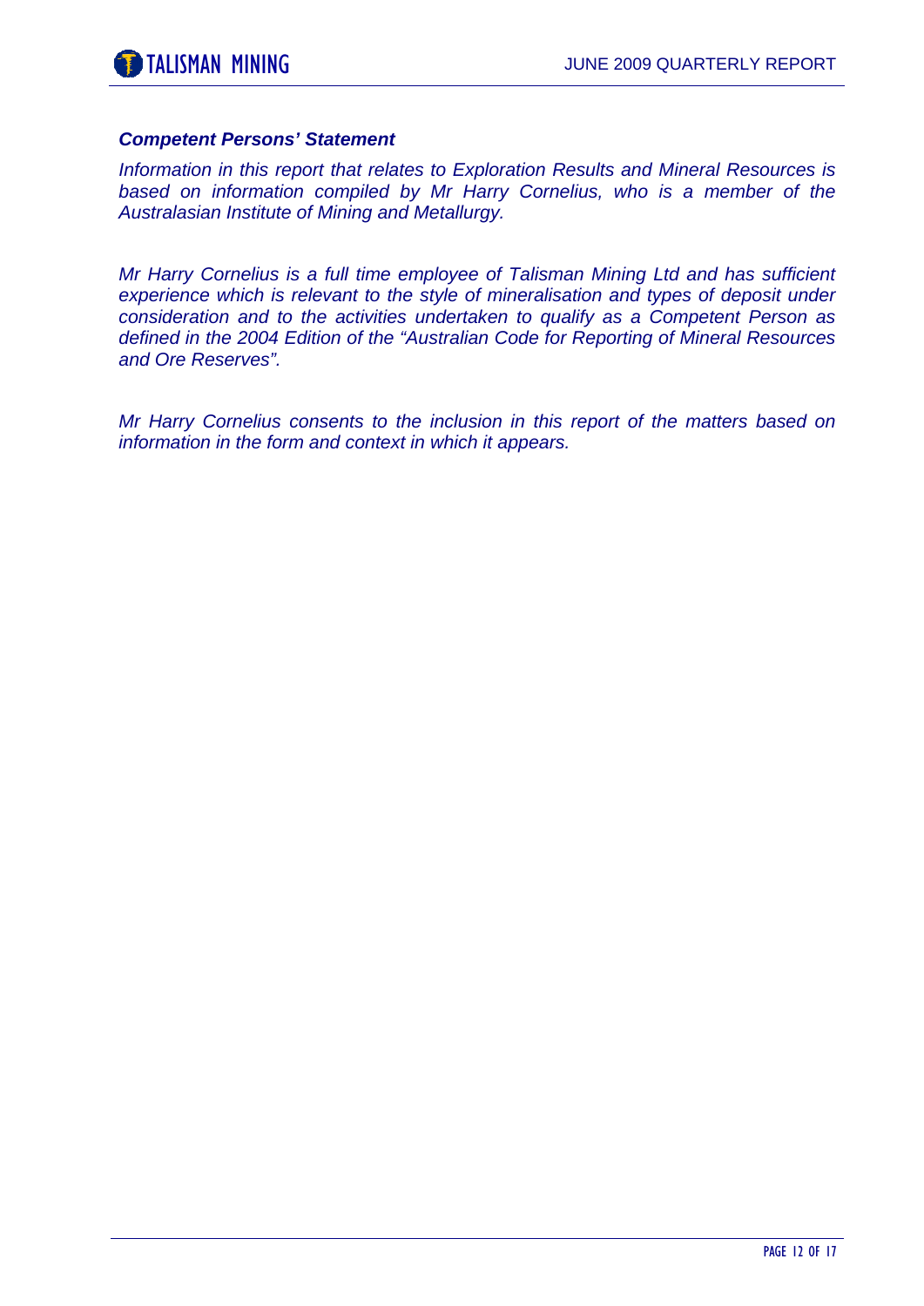***Competent Persons' Statement***

*Information in this report that relates to Exploration Results and Mineral Resources is based on information compiled by Mr Harry Cornelius, who is a member of the Australasian Institute of Mining and Metallurgy.*

*Mr Harry Cornelius is a full time employee of Talisman Mining Ltd and has sufficient experience which is relevant to the style of mineralisation and types of deposit under consideration and to the activities undertaken to qualify as a Competent Person as defined in the 2004 Edition of the "Australian Code for Reporting of Mineral Resources and Ore Reserves".*

*Mr Harry Cornelius consents to the inclusion in this report of the matters based on information in the form and context in which it appears.*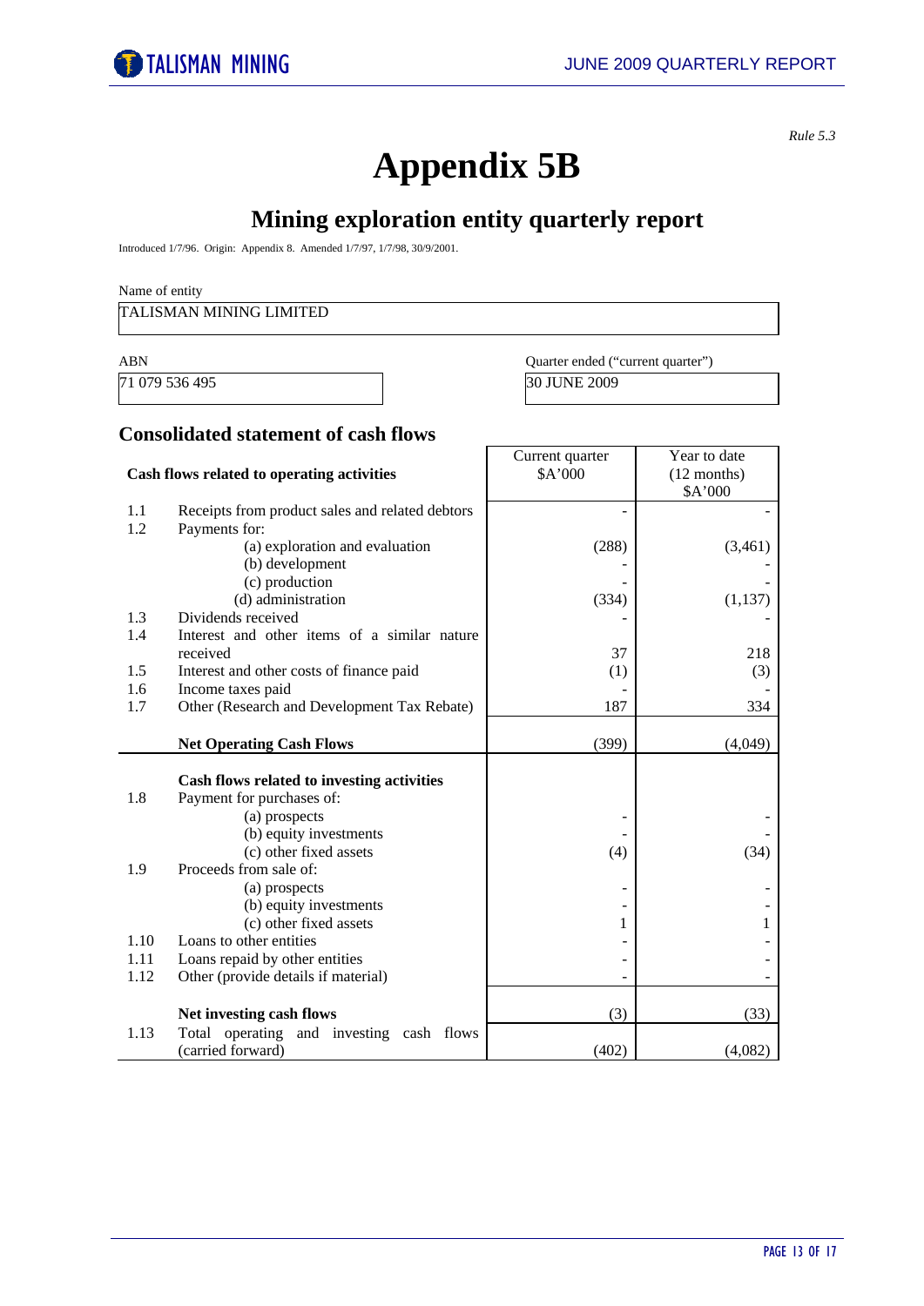*Rule 5.3*

# Appendix 5B

## Mining exploration entity quarterly report

Introduced 1/7/96. Origin: Appendix 8. Amended 1/7/97, 1/7/98, 30/9/2001.

Name of entity

| TALISMAN MINING LIMITED |
|---|

| ABN | Quarter ended ("current quarter") |
|---|---|
| 71 079 536 495 | 30 JUNE 2009 |

### Consolidated statement of cash flows

| | Cash flows related to operating activities | Current quarter $A'000 | Year to date (12 months) $A'000 |
|---|---|---|---|
| 1.1 | Receipts from product sales and related debtors | - | - |
| 1.2 | Payments for: | | |
| | (a) exploration and evaluation | (288) | (3,461) |
| | (b) development | - | - |
| | (c) production | - | - |
| | (d) administration | (334) | (1,137) |
| 1.3 | Dividends received | - | - |
| 1.4 | Interest and other items of a similar nature received | 37 | 218 |
| 1.5 | Interest and other costs of finance paid | (1) | (3) |
| 1.6 | Income taxes paid | - | - |
| 1.7 | Other (Research and Development Tax Rebate) | 187 | 334 |
| | **Net Operating Cash Flows** | (399) | (4,049) |
| | **Cash flows related to investing activities** | | |
| 1.8 | Payment for purchases of: | | |
| | (a) prospects | - | - |
| | (b) equity investments | - | - |
| | (c) other fixed assets | (4) | (34) |
| 1.9 | Proceeds from sale of: | | |
| | (a) prospects | - | - |
| | (b) equity investments | - | - |
| | (c) other fixed assets | 1 | 1 |
| 1.10 | Loans to other entities | - | - |
| 1.11 | Loans repaid by other entities | - | - |
| 1.12 | Other (provide details if material) | - | - |
| | **Net investing cash flows** | (3) | (33) |
| 1.13 | Total operating and investing cash flows (carried forward) | (402) | (4,082) |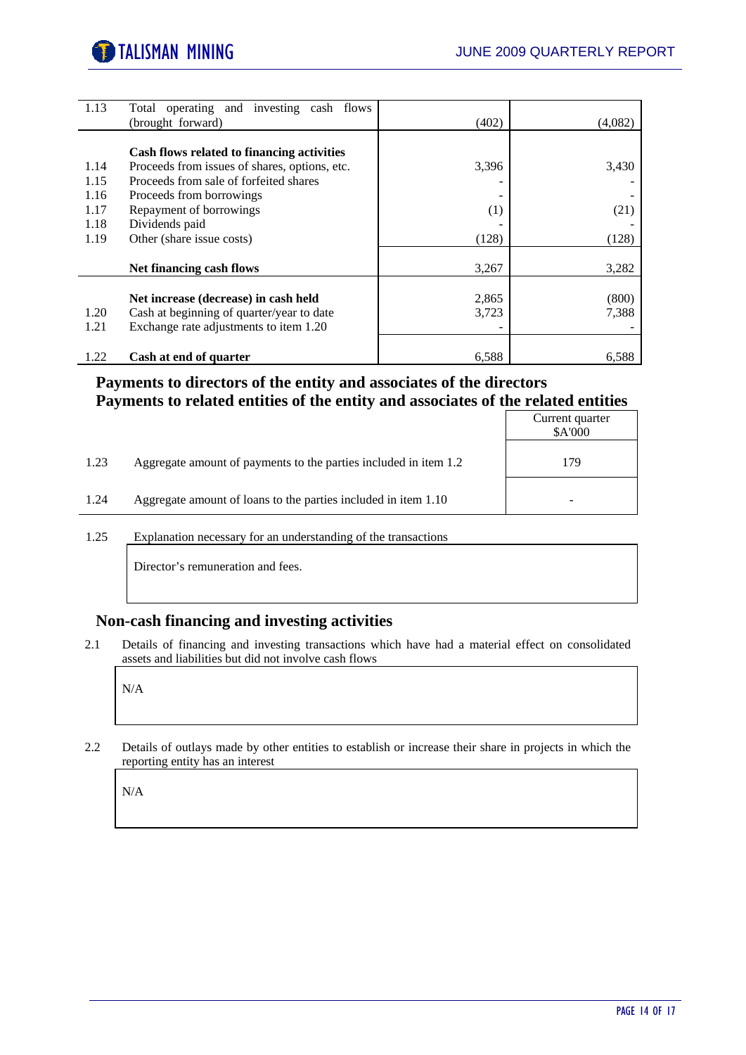| | | | |
|---|---|---|---|
| 1.13 | Total operating and investing cash flows (brought forward) | (402) | (4,082) |
| | **Cash flows related to financing activities** | | |
| 1.14 | Proceeds from issues of shares, options, etc. | 3,396 | 3,430 |
| 1.15 | Proceeds from sale of forfeited shares | - | - |
| 1.16 | Proceeds from borrowings | - | - |
| 1.17 | Repayment of borrowings | (1) | (21) |
| 1.18 | Dividends paid | - | - |
| 1.19 | Other (share issue costs) | (128) | (128) |
| | **Net financing cash flows** | 3,267 | 3,282 |
| | **Net increase (decrease) in cash held** | 2,865 | (800) |
| 1.20 | Cash at beginning of quarter/year to date | 3,723 | 7,388 |
| 1.21 | Exchange rate adjustments to item 1.20 | - | - |
| 1.22 | **Cash at end of quarter** | 6,588 | 6,588 |

## Payments to directors of the entity and associates of the directors
## Payments to related entities of the entity and associates of the related entities

| | | Current quarter $A'000 |
|---|---|---|
| 1.23 | Aggregate amount of payments to the parties included in item 1.2 | 179 |
| 1.24 | Aggregate amount of loans to the parties included in item 1.10 | - |

1.25 Explanation necessary for an understanding of the transactions

Director's remuneration and fees.

## Non-cash financing and investing activities

2.1 Details of financing and investing transactions which have had a material effect on consolidated assets and liabilities but did not involve cash flows

N/A

2.2 Details of outlays made by other entities to establish or increase their share in projects in which the reporting entity has an interest

N/A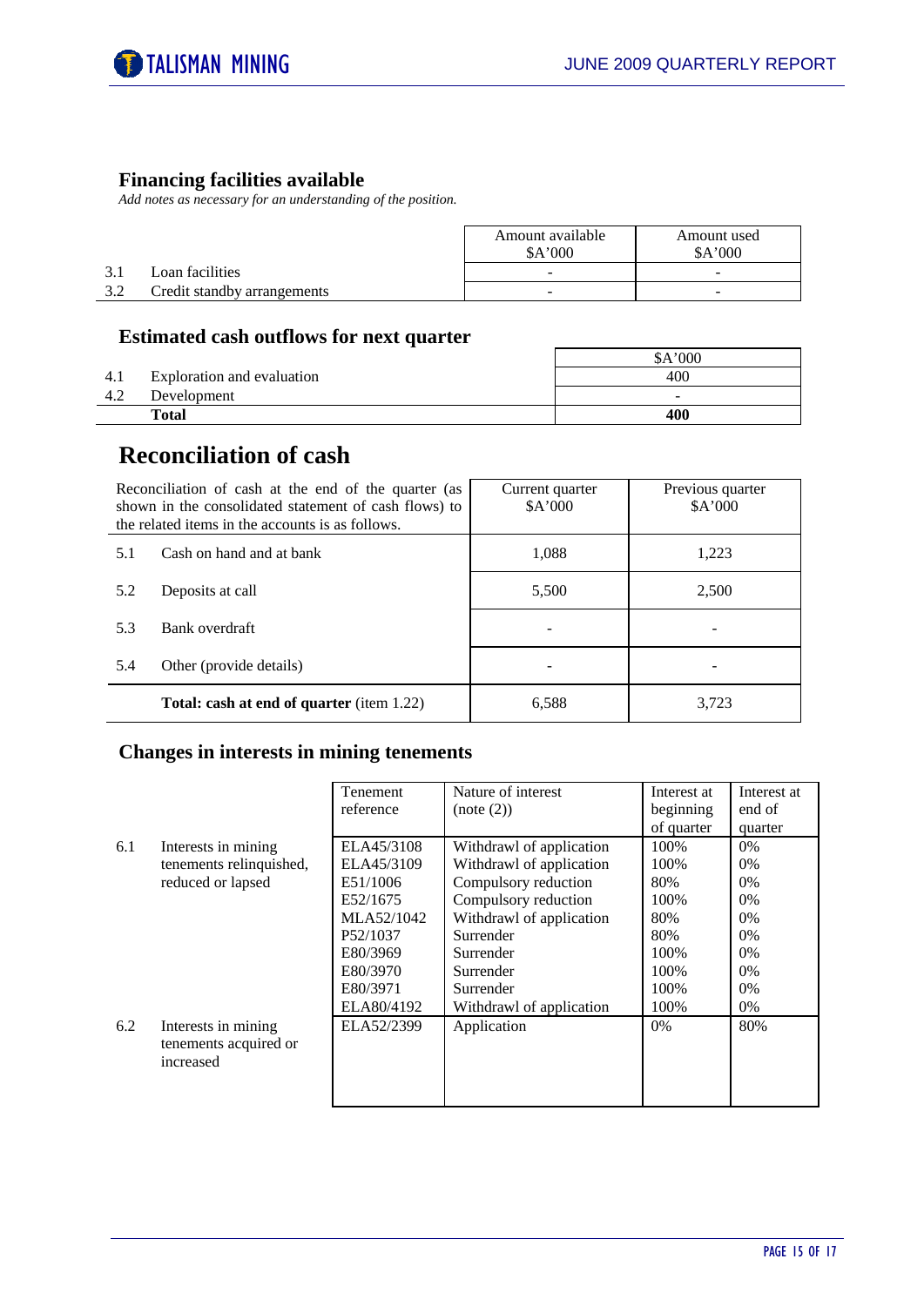## Financing facilities available

*Add notes as necessary for an understanding of the position.*

| | | Amount available $A'000 | Amount used $A'000 |
|---|---|---|---|
| 3.1 | Loan facilities | - | - |
| 3.2 | Credit standby arrangements | - | - |

## Estimated cash outflows for next quarter

| | | $A'000 |
|---|---|---|
| 4.1 | Exploration and evaluation | 400 |
| 4.2 | Development | - |
| | **Total** | **400** |

# Reconciliation of cash

| Reconciliation of cash at the end of the quarter (as shown in the consolidated statement of cash flows) to the related items in the accounts is as follows. | | Current quarter $A'000 | Previous quarter $A'000 |
|---|---|---|---|
| 5.1 | Cash on hand and at bank | 1,088 | 1,223 |
| 5.2 | Deposits at call | 5,500 | 2,500 |
| 5.3 | Bank overdraft | - | - |
| 5.4 | Other (provide details) | - | - |
| | **Total: cash at end of quarter** (item 1.22) | 6,588 | 3,723 |

## Changes in interests in mining tenements

| | | Tenement reference | Nature of interest (note (2)) | Interest at beginning of quarter | Interest at end of quarter |
|---|---|---|---|---|---|
| 6.1 | Interests in mining tenements relinquished, reduced or lapsed | ELA45/3108 | Withdrawl of application | 100% | 0% |
| | | ELA45/3109 | Withdrawl of application | 100% | 0% |
| | | E51/1006 | Compulsory reduction | 80% | 0% |
| | | E52/1675 | Compulsory reduction | 100% | 0% |
| | | MLA52/1042 | Withdrawl of application | 80% | 0% |
| | | P52/1037 | Surrender | 80% | 0% |
| | | E80/3969 | Surrender | 100% | 0% |
| | | E80/3970 | Surrender | 100% | 0% |
| | | E80/3971 | Surrender | 100% | 0% |
| | | ELA80/4192 | Withdrawl of application | 100% | 0% |
| 6.2 | Interests in mining tenements acquired or increased | ELA52/2399 | Application | 0% | 80% |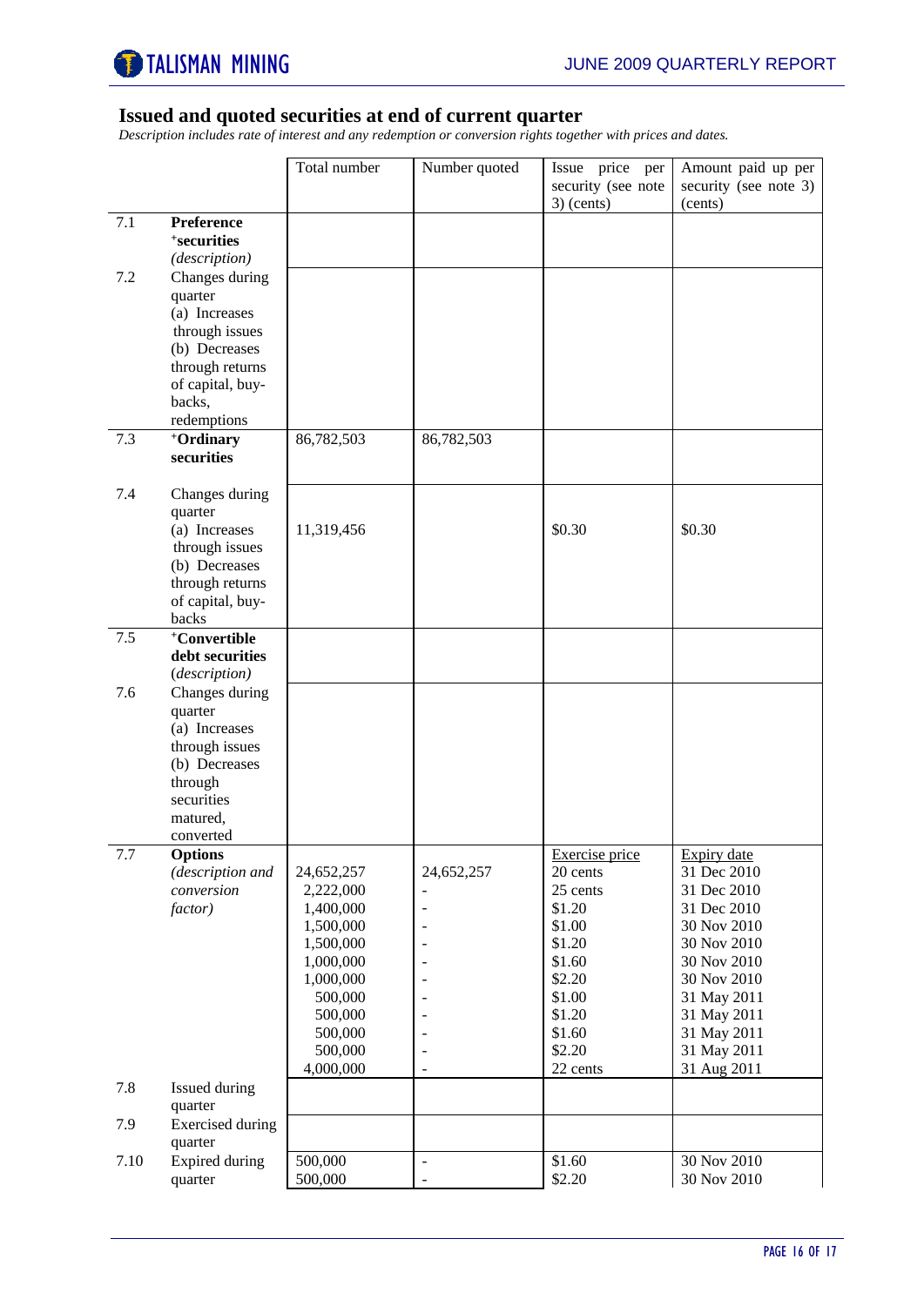## Issued and quoted securities at end of current quarter

*Description includes rate of interest and any redemption or conversion rights together with prices and dates.*

| | | Total number | Number quoted | Issue price per security (see note 3) (cents) | Amount paid up per security (see note 3) (cents) |
|---|---|---|---|---|---|
| 7.1 | **Preference +securities** *(description)* | | | | |
| 7.2 | Changes during quarter (a) Increases through issues (b) Decreases through returns of capital, buy-backs, redemptions | | | | |
| 7.3 | **+Ordinary securities** | 86,782,503 | 86,782,503 | | |
| 7.4 | Changes during quarter (a) Increases through issues (b) Decreases through returns of capital, buy-backs | 11,319,456 | | $0.30 | $0.30 |
| 7.5 | **+Convertible debt securities** *(description)* | | | | |
| 7.6 | Changes during quarter (a) Increases through issues (b) Decreases through securities matured, converted | | | | |
| 7.7 | **Options** *(description and conversion factor)* | | | Exercise price | Expiry date |
| | | 24,652,257 | 24,652,257 | 20 cents | 31 Dec 2010 |
| | | 2,222,000 | - | 25 cents | 31 Dec 2010 |
| | | 1,400,000 | - | $1.20 | 31 Dec 2010 |
| | | 1,500,000 | - | $1.00 | 30 Nov 2010 |
| | | 1,500,000 | - | $1.20 | 30 Nov 2010 |
| | | 1,000,000 | - | $1.60 | 30 Nov 2010 |
| | | 1,000,000 | - | $2.20 | 30 Nov 2010 |
| | | 500,000 | - | $1.00 | 31 May 2011 |
| | | 500,000 | - | $1.20 | 31 May 2011 |
| | | 500,000 | - | $1.60 | 31 May 2011 |
| | | 500,000 | - | $2.20 | 31 May 2011 |
| | | 4,000,000 | - | 22 cents | 31 Aug 2011 |
| 7.8 | Issued during quarter | | | | |
| 7.9 | Exercised during quarter | | | | |
| 7.10 | Expired during quarter | 500,000 | - | $1.60 | 30 Nov 2010 |
| | | 500,000 | - | $2.20 | 30 Nov 2010 |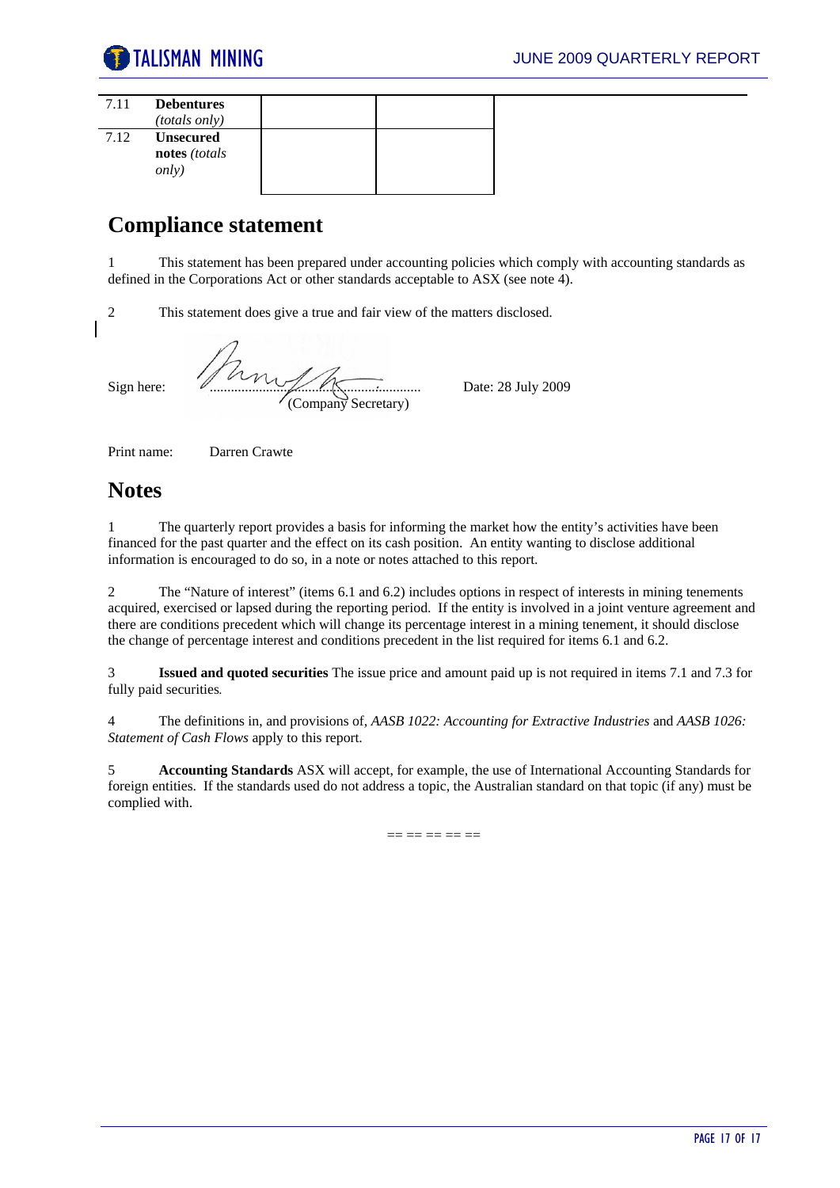| | | | |
|---|---|---|---|
| 7.11 | **Debentures** *(totals only)* | | |
| 7.12 | **Unsecured notes** *(totals only)* | | |

# Compliance statement

1 This statement has been prepared under accounting policies which comply with accounting standards as defined in the Corporations Act or other standards acceptable to ASX (see note 4).

2 This statement does give a true and fair view of the matters disclosed.

Sign here: .................................................... (Company Secretary) Date: 28 July 2009

Print name: Darren Crawte

# Notes

1 The quarterly report provides a basis for informing the market how the entity's activities have been financed for the past quarter and the effect on its cash position. An entity wanting to disclose additional information is encouraged to do so, in a note or notes attached to this report.

2 The "Nature of interest" (items 6.1 and 6.2) includes options in respect of interests in mining tenements acquired, exercised or lapsed during the reporting period. If the entity is involved in a joint venture agreement and there are conditions precedent which will change its percentage interest in a mining tenement, it should disclose the change of percentage interest and conditions precedent in the list required for items 6.1 and 6.2.

3 **Issued and quoted securities** The issue price and amount paid up is not required in items 7.1 and 7.3 for fully paid securities.

4 The definitions in, and provisions of, *AASB 1022: Accounting for Extractive Industries* and *AASB 1026: Statement of Cash Flows* apply to this report.

5 **Accounting Standards** ASX will accept, for example, the use of International Accounting Standards for foreign entities. If the standards used do not address a topic, the Australian standard on that topic (if any) must be complied with.

== == == == ==